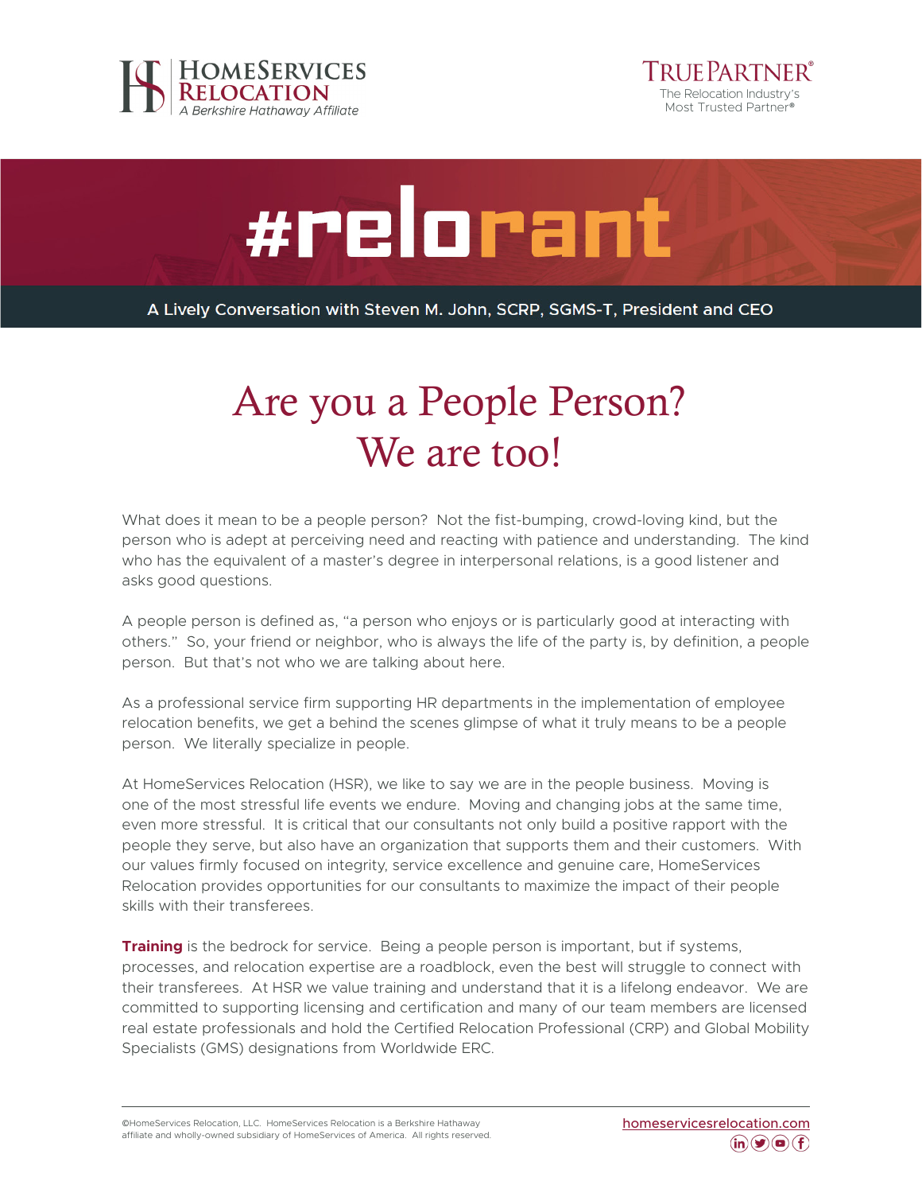HomeServices Relocation
*A Berkshire Hathaway Affiliate*

TruePartner®
The Relocation Industry's Most Trusted Partner®

# #relorant

**A Lively Conversation with Steven M. John, SCRP, SGMS-T, President and CEO**

## Are you a People Person? We are too!

What does it mean to be a people person? Not the fist-bumping, crowd-loving kind, but the person who is adept at perceiving need and reacting with patience and understanding. The kind who has the equivalent of a master's degree in interpersonal relations, is a good listener and asks good questions.

A people person is defined as, "a person who enjoys or is particularly good at interacting with others." So, your friend or neighbor, who is always the life of the party is, by definition, a people person. But that's not who we are talking about here.

As a professional service firm supporting HR departments in the implementation of employee relocation benefits, we get a behind the scenes glimpse of what it truly means to be a people person. We literally specialize in people.

At HomeServices Relocation (HSR), we like to say we are in the people business. Moving is one of the most stressful life events we endure. Moving and changing jobs at the same time, even more stressful. It is critical that our consultants not only build a positive rapport with the people they serve, but also have an organization that supports them and their customers. With our values firmly focused on integrity, service excellence and genuine care, HomeServices Relocation provides opportunities for our consultants to maximize the impact of their people skills with their transferees.

**Training** is the bedrock for service. Being a people person is important, but if systems, processes, and relocation expertise are a roadblock, even the best will struggle to connect with their transferees. At HSR we value training and understand that it is a lifelong endeavor. We are committed to supporting licensing and certification and many of our team members are licensed real estate professionals and hold the Certified Relocation Professional (CRP) and Global Mobility Specialists (GMS) designations from Worldwide ERC.

©HomeServices Relocation, LLC. HomeServices Relocation is a Berkshire Hathaway affiliate and wholly-owned subsidiary of HomeServices of America. All rights reserved.

homeservicesrelocation.com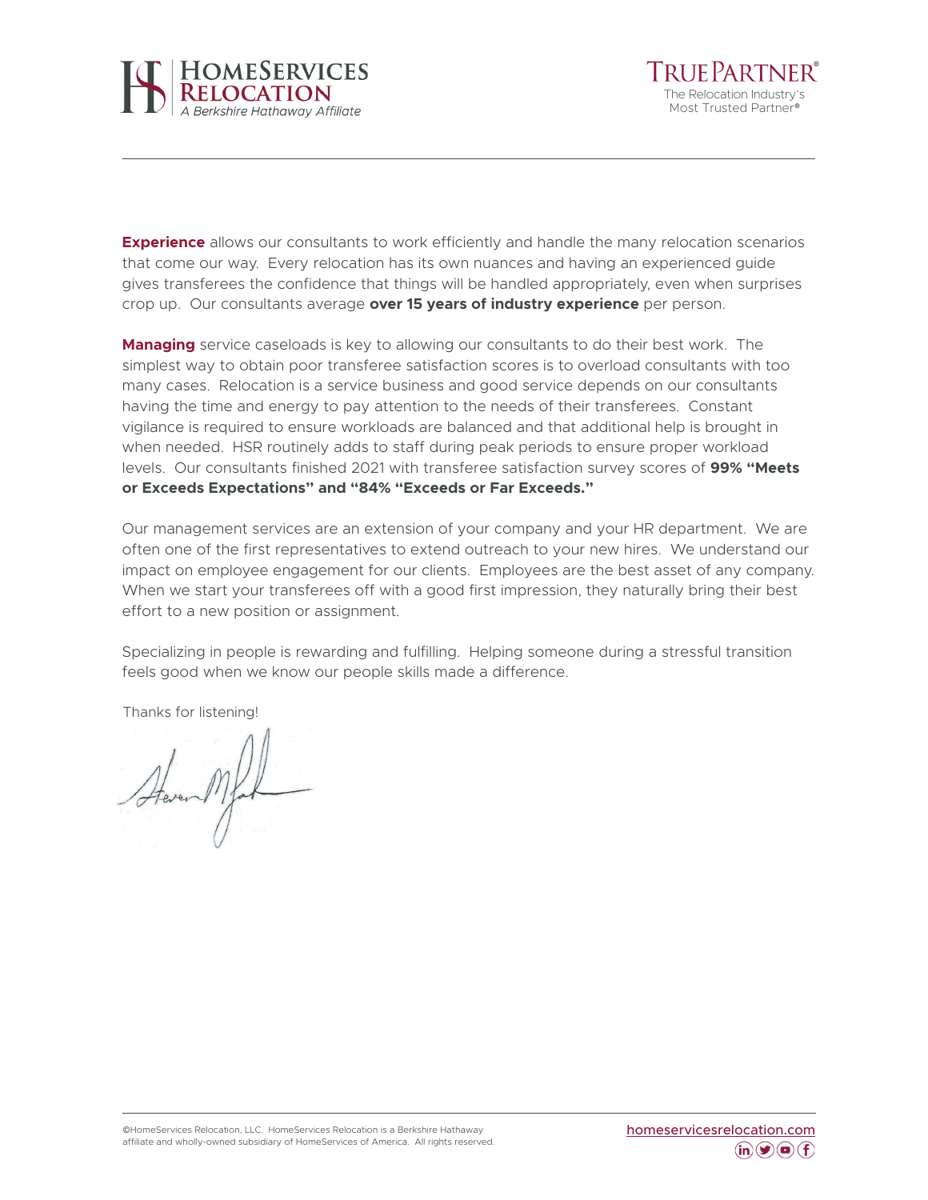**Experience** allows our consultants to work efficiently and handle the many relocation scenarios that come our way. Every relocation has its own nuances and having an experienced guide gives transferees the confidence that things will be handled appropriately, even when surprises crop up. Our consultants average **over 15 years of industry experience** per person.

**Managing** service caseloads is key to allowing our consultants to do their best work. The simplest way to obtain poor transferee satisfaction scores is to overload consultants with too many cases. Relocation is a service business and good service depends on our consultants having the time and energy to pay attention to the needs of their transferees. Constant vigilance is required to ensure workloads are balanced and that additional help is brought in when needed. HSR routinely adds to staff during peak periods to ensure proper workload levels. Our consultants finished 2021 with transferee satisfaction survey scores of **99% "Meets or Exceeds Expectations" and "84% "Exceeds or Far Exceeds."**

Our management services are an extension of your company and your HR department. We are often one of the first representatives to extend outreach to your new hires. We understand our impact on employee engagement for our clients. Employees are the best asset of any company. When we start your transferees off with a good first impression, they naturally bring their best effort to a new position or assignment.

Specializing in people is rewarding and fulfilling. Helping someone during a stressful transition feels good when we know our people skills made a difference.

Thanks for listening!

©HomeServices Relocation, LLC. HomeServices Relocation is a Berkshire Hathaway affiliate and wholly-owned subsidiary of HomeServices of America. All rights reserved.

homeservicesrelocation.com